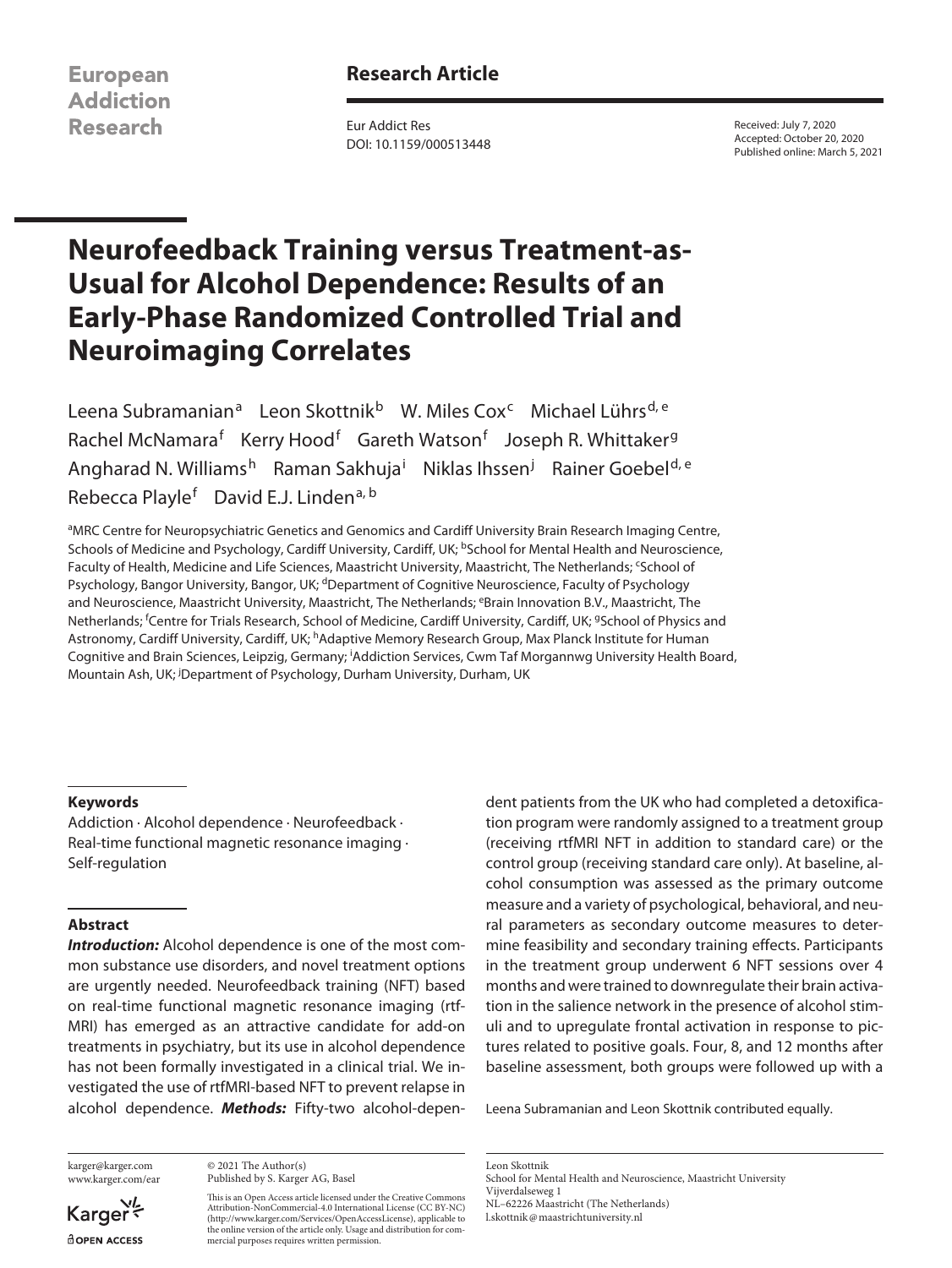European Addiction Research

**Research Article**

Eur Addict Res
DOI: 10.1159/000513448

Received: July 7, 2020
Accepted: October 20, 2020
Published online: March 5, 2021

# Neurofeedback Training versus Treatment-as-Usual for Alcohol Dependence: Results of an Early-Phase Randomized Controlled Trial and Neuroimaging Correlates

Leena Subramanian[a] Leon Skottnik[b] W. Miles Cox[c] Michael Lührs[d, e] Rachel McNamara[f] Kerry Hood[f] Gareth Watson[f] Joseph R. Whittaker[g] Angharad N. Williams[h] Raman Sakhuja[i] Niklas Ihssen[j] Rainer Goebel[d, e] Rebecca Playle[f] David E.J. Linden[a, b]

[a]MRC Centre for Neuropsychiatric Genetics and Genomics and Cardiff University Brain Research Imaging Centre, Schools of Medicine and Psychology, Cardiff University, Cardiff, UK; [b]School for Mental Health and Neuroscience, Faculty of Health, Medicine and Life Sciences, Maastricht University, Maastricht, The Netherlands; [c]School of Psychology, Bangor University, Bangor, UK; [d]Department of Cognitive Neuroscience, Faculty of Psychology and Neuroscience, Maastricht University, Maastricht, The Netherlands; [e]Brain Innovation B.V., Maastricht, The Netherlands; [f]Centre for Trials Research, School of Medicine, Cardiff University, Cardiff, UK; [g]School of Physics and Astronomy, Cardiff University, Cardiff, UK; [h]Adaptive Memory Research Group, Max Planck Institute for Human Cognitive and Brain Sciences, Leipzig, Germany; [i]Addiction Services, Cwm Taf Morgannwg University Health Board, Mountain Ash, UK; [j]Department of Psychology, Durham University, Durham, UK

**Keywords**

Addiction · Alcohol dependence · Neurofeedback · Real-time functional magnetic resonance imaging · Self-regulation

**Abstract**

***Introduction:*** Alcohol dependence is one of the most common substance use disorders, and novel treatment options are urgently needed. Neurofeedback training (NFT) based on real-time functional magnetic resonance imaging (rtfMRI) has emerged as an attractive candidate for add-on treatments in psychiatry, but its use in alcohol dependence has not been formally investigated in a clinical trial. We investigated the use of rtfMRI-based NFT to prevent relapse in alcohol dependence. ***Methods:*** Fifty-two alcohol-dependent patients from the UK who had completed a detoxification program were randomly assigned to a treatment group (receiving rtfMRI NFT in addition to standard care) or the control group (receiving standard care only). At baseline, alcohol consumption was assessed as the primary outcome measure and a variety of psychological, behavioral, and neural parameters as secondary outcome measures to determine feasibility and secondary training effects. Participants in the treatment group underwent 6 NFT sessions over 4 months and were trained to downregulate their brain activation in the salience network in the presence of alcohol stimuli and to upregulate frontal activation in response to pictures related to positive goals. Four, 8, and 12 months after baseline assessment, both groups were followed up with a

Leena Subramanian and Leon Skottnik contributed equally.

karger@karger.com
www.karger.com/ear

© 2021 The Author(s)
Published by S. Karger AG, Basel

This is an Open Access article licensed under the Creative Commons Attribution-NonCommercial-4.0 International License (CC BY-NC) (http://www.karger.com/Services/OpenAccessLicense), applicable to the online version of the article only. Usage and distribution for commercial purposes requires written permission.

Leon Skottnik
School for Mental Health and Neuroscience, Maastricht University
Vijverdalseweg 1
NL–62226 Maastricht (The Netherlands)
l.skottnik@maastrichtuniversity.nl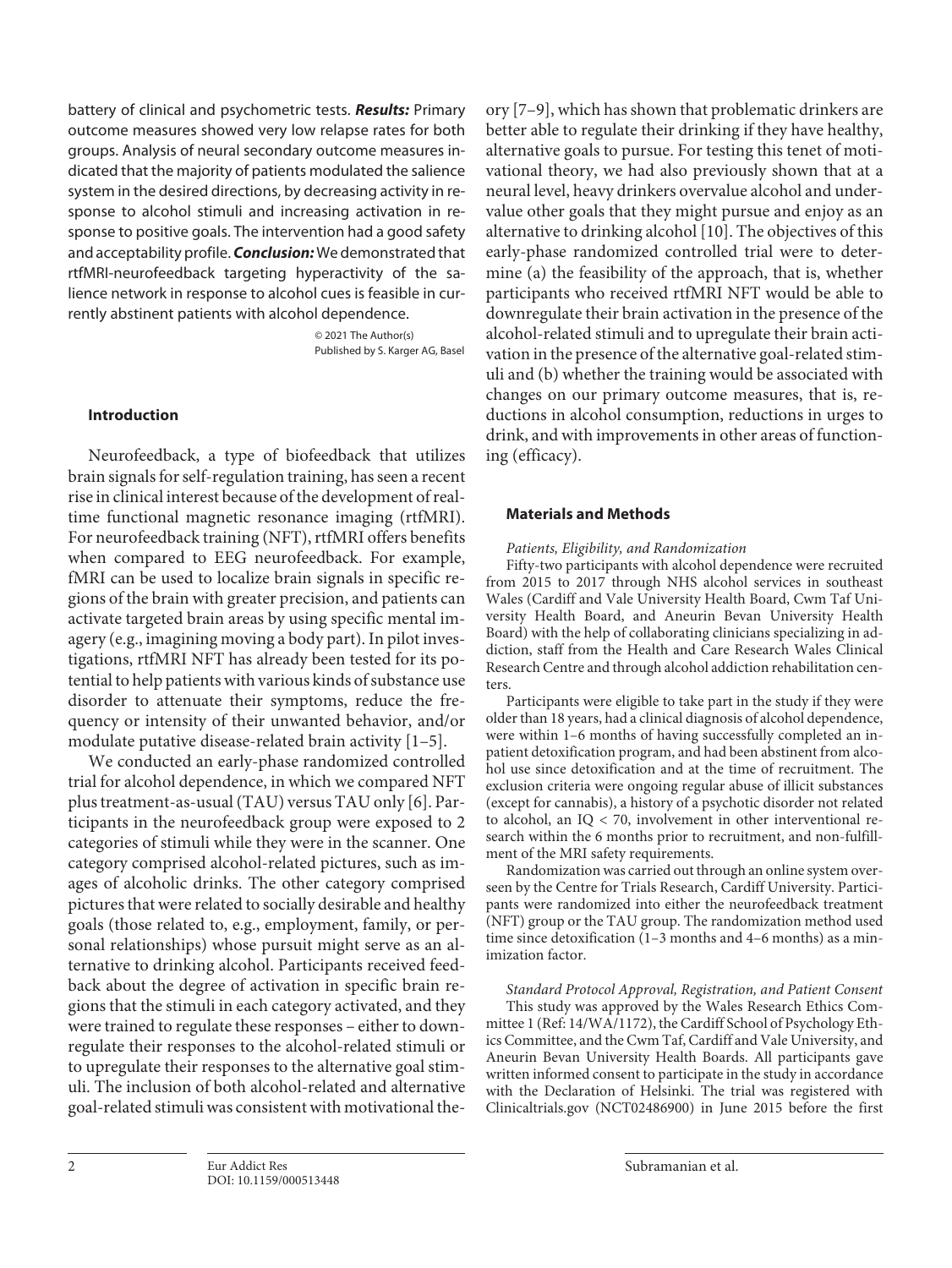battery of clinical and psychometric tests. ***Results:*** Primary outcome measures showed very low relapse rates for both groups. Analysis of neural secondary outcome measures indicated that the majority of patients modulated the salience system in the desired directions, by decreasing activity in response to alcohol stimuli and increasing activation in response to positive goals. The intervention had a good safety and acceptability profile. ***Conclusion:*** We demonstrated that rtfMRI-neurofeedback targeting hyperactivity of the salience network in response to alcohol cues is feasible in currently abstinent patients with alcohol dependence.

© 2021 The Author(s)
Published by S. Karger AG, Basel

## Introduction

Neurofeedback, a type of biofeedback that utilizes brain signals for self-regulation training, has seen a recent rise in clinical interest because of the development of real-time functional magnetic resonance imaging (rtfMRI). For neurofeedback training (NFT), rtfMRI offers benefits when compared to EEG neurofeedback. For example, fMRI can be used to localize brain signals in specific regions of the brain with greater precision, and patients can activate targeted brain areas by using specific mental imagery (e.g., imagining moving a body part). In pilot investigations, rtfMRI NFT has already been tested for its potential to help patients with various kinds of substance use disorder to attenuate their symptoms, reduce the frequency or intensity of their unwanted behavior, and/or modulate putative disease-related brain activity [1–5].

We conducted an early-phase randomized controlled trial for alcohol dependence, in which we compared NFT plus treatment-as-usual (TAU) versus TAU only [6]. Participants in the neurofeedback group were exposed to 2 categories of stimuli while they were in the scanner. One category comprised alcohol-related pictures, such as images of alcoholic drinks. The other category comprised pictures that were related to socially desirable and healthy goals (those related to, e.g., employment, family, or personal relationships) whose pursuit might serve as an alternative to drinking alcohol. Participants received feedback about the degree of activation in specific brain regions that the stimuli in each category activated, and they were trained to regulate these responses – either to downregulate their responses to the alcohol-related stimuli or to upregulate their responses to the alternative goal stimuli. The inclusion of both alcohol-related and alternative goal-related stimuli was consistent with motivational theory [7–9], which has shown that problematic drinkers are better able to regulate their drinking if they have healthy, alternative goals to pursue. For testing this tenet of motivational theory, we had also previously shown that at a neural level, heavy drinkers overvalue alcohol and undervalue other goals that they might pursue and enjoy as an alternative to drinking alcohol [10]. The objectives of this early-phase randomized controlled trial were to determine (a) the feasibility of the approach, that is, whether participants who received rtfMRI NFT would be able to downregulate their brain activation in the presence of the alcohol-related stimuli and to upregulate their brain activation in the presence of the alternative goal-related stimuli and (b) whether the training would be associated with changes on our primary outcome measures, that is, reductions in alcohol consumption, reductions in urges to drink, and with improvements in other areas of functioning (efficacy).

## Materials and Methods

### *Patients, Eligibility, and Randomization*

Fifty-two participants with alcohol dependence were recruited from 2015 to 2017 through NHS alcohol services in southeast Wales (Cardiff and Vale University Health Board, Cwm Taf University Health Board, and Aneurin Bevan University Health Board) with the help of collaborating clinicians specializing in addiction, staff from the Health and Care Research Wales Clinical Research Centre and through alcohol addiction rehabilitation centers.

Participants were eligible to take part in the study if they were older than 18 years, had a clinical diagnosis of alcohol dependence, were within 1–6 months of having successfully completed an inpatient detoxification program, and had been abstinent from alcohol use since detoxification and at the time of recruitment. The exclusion criteria were ongoing regular abuse of illicit substances (except for cannabis), a history of a psychotic disorder not related to alcohol, an IQ < 70, involvement in other interventional research within the 6 months prior to recruitment, and non-fulfillment of the MRI safety requirements.

Randomization was carried out through an online system overseen by the Centre for Trials Research, Cardiff University. Participants were randomized into either the neurofeedback treatment (NFT) group or the TAU group. The randomization method used time since detoxification (1–3 months and 4–6 months) as a minimization factor.

### *Standard Protocol Approval, Registration, and Patient Consent*

This study was approved by the Wales Research Ethics Committee 1 (Ref: 14/WA/1172), the Cardiff School of Psychology Ethics Committee, and the Cwm Taf, Cardiff and Vale University, and Aneurin Bevan University Health Boards. All participants gave written informed consent to participate in the study in accordance with the Declaration of Helsinki. The trial was registered with Clinicaltrials.gov (NCT02486900) in June 2015 before the first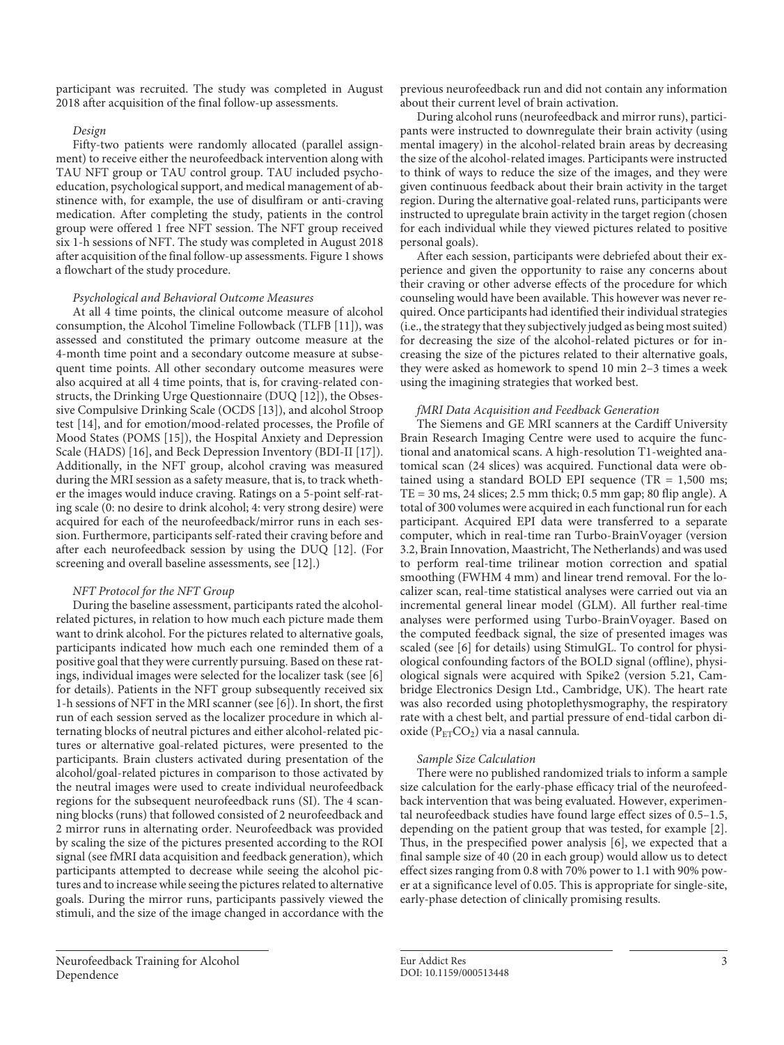participant was recruited. The study was completed in August 2018 after acquisition of the final follow-up assessments.

*Design*

Fifty-two patients were randomly allocated (parallel assignment) to receive either the neurofeedback intervention along with TAU NFT group or TAU control group. TAU included psychoeducation, psychological support, and medical management of abstinence with, for example, the use of disulfiram or anti-craving medication. After completing the study, patients in the control group were offered 1 free NFT session. The NFT group received six 1-h sessions of NFT. The study was completed in August 2018 after acquisition of the final follow-up assessments. Figure 1 shows a flowchart of the study procedure.

*Psychological and Behavioral Outcome Measures*

At all 4 time points, the clinical outcome measure of alcohol consumption, the Alcohol Timeline Followback (TLFB [11]), was assessed and constituted the primary outcome measure at the 4-month time point and a secondary outcome measure at subsequent time points. All other secondary outcome measures were also acquired at all 4 time points, that is, for craving-related constructs, the Drinking Urge Questionnaire (DUQ [12]), the Obsessive Compulsive Drinking Scale (OCDS [13]), and alcohol Stroop test [14], and for emotion/mood-related processes, the Profile of Mood States (POMS [15]), the Hospital Anxiety and Depression Scale (HADS) [16], and Beck Depression Inventory (BDI-II [17]). Additionally, in the NFT group, alcohol craving was measured during the MRI session as a safety measure, that is, to track whether the images would induce craving. Ratings on a 5-point self-rating scale (0: no desire to drink alcohol; 4: very strong desire) were acquired for each of the neurofeedback/mirror runs in each session. Furthermore, participants self-rated their craving before and after each neurofeedback session by using the DUQ [12]. (For screening and overall baseline assessments, see [12].)

*NFT Protocol for the NFT Group*

During the baseline assessment, participants rated the alcohol-related pictures, in relation to how much each picture made them want to drink alcohol. For the pictures related to alternative goals, participants indicated how much each one reminded them of a positive goal that they were currently pursuing. Based on these ratings, individual images were selected for the localizer task (see [6] for details). Patients in the NFT group subsequently received six 1-h sessions of NFT in the MRI scanner (see [6]). In short, the first run of each session served as the localizer procedure in which alternating blocks of neutral pictures and either alcohol-related pictures or alternative goal-related pictures, were presented to the participants. Brain clusters activated during presentation of the alcohol/goal-related pictures in comparison to those activated by the neutral images were used to create individual neurofeedback regions for the subsequent neurofeedback runs (SI). The 4 scanning blocks (runs) that followed consisted of 2 neurofeedback and 2 mirror runs in alternating order. Neurofeedback was provided by scaling the size of the pictures presented according to the ROI signal (see fMRI data acquisition and feedback generation), which participants attempted to decrease while seeing the alcohol pictures and to increase while seeing the pictures related to alternative goals. During the mirror runs, participants passively viewed the stimuli, and the size of the image changed in accordance with the previous neurofeedback run and did not contain any information about their current level of brain activation.

During alcohol runs (neurofeedback and mirror runs), participants were instructed to downregulate their brain activity (using mental imagery) in the alcohol-related brain areas by decreasing the size of the alcohol-related images. Participants were instructed to think of ways to reduce the size of the images, and they were given continuous feedback about their brain activity in the target region. During the alternative goal-related runs, participants were instructed to upregulate brain activity in the target region (chosen for each individual while they viewed pictures related to positive personal goals).

After each session, participants were debriefed about their experience and given the opportunity to raise any concerns about their craving or other adverse effects of the procedure for which counseling would have been available. This however was never required. Once participants had identified their individual strategies (i.e., the strategy that they subjectively judged as being most suited) for decreasing the size of the alcohol-related pictures or for increasing the size of the pictures related to their alternative goals, they were asked as homework to spend 10 min 2–3 times a week using the imagining strategies that worked best.

*fMRI Data Acquisition and Feedback Generation*

The Siemens and GE MRI scanners at the Cardiff University Brain Research Imaging Centre were used to acquire the functional and anatomical scans. A high-resolution T1-weighted anatomical scan (24 slices) was acquired. Functional data were obtained using a standard BOLD EPI sequence (TR = 1,500 ms; TE = 30 ms, 24 slices; 2.5 mm thick; 0.5 mm gap; 80 flip angle). A total of 300 volumes were acquired in each functional run for each participant. Acquired EPI data were transferred to a separate computer, which in real-time ran Turbo-BrainVoyager (version 3.2, Brain Innovation, Maastricht, The Netherlands) and was used to perform real-time trilinear motion correction and spatial smoothing (FWHM 4 mm) and linear trend removal. For the localizer scan, real-time statistical analyses were carried out via an incremental general linear model (GLM). All further real-time analyses were performed using Turbo-BrainVoyager. Based on the computed feedback signal, the size of presented images was scaled (see [6] for details) using StimulGL. To control for physiological confounding factors of the BOLD signal (offline), physiological signals were acquired with Spike2 (version 5.21, Cambridge Electronics Design Ltd., Cambridge, UK). The heart rate was also recorded using photoplethysmography, the respiratory rate with a chest belt, and partial pressure of end-tidal carbon dioxide ($P_{ET}CO_2$) via a nasal cannula.

*Sample Size Calculation*

There were no published randomized trials to inform a sample size calculation for the early-phase efficacy trial of the neurofeedback intervention that was being evaluated. However, experimental neurofeedback studies have found large effect sizes of 0.5–1.5, depending on the patient group that was tested, for example [2]. Thus, in the prespecified power analysis [6], we expected that a final sample size of 40 (20 in each group) would allow us to detect effect sizes ranging from 0.8 with 70% power to 1.1 with 90% power at a significance level of 0.05. This is appropriate for single-site, early-phase detection of clinically promising results.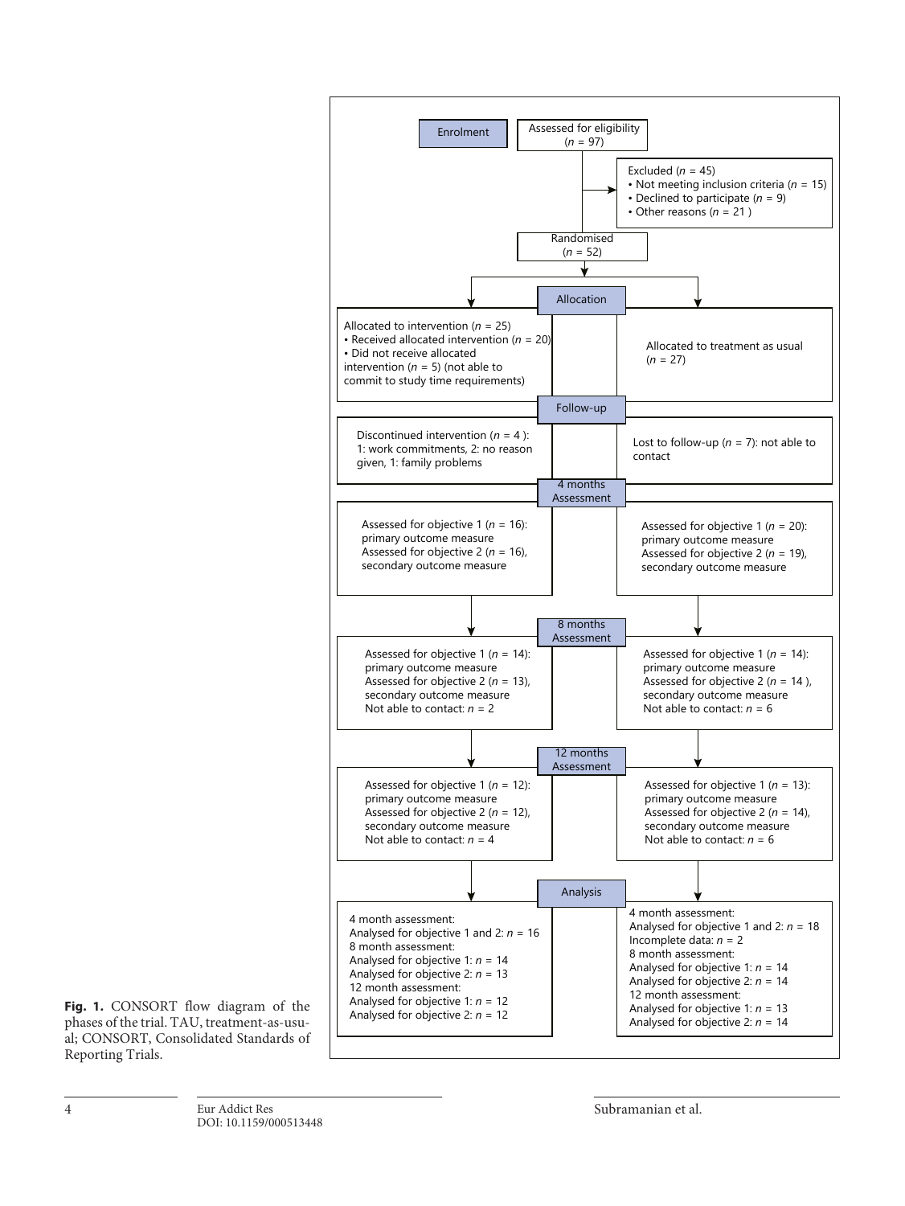Enrolment

Assessed for eligibility ($n$ = 97)

Excluded ($n$ = 45)
- Not meeting inclusion criteria ($n$ = 15)
- Declined to participate ($n$ = 9)
- Other reasons ($n$ = 21 )

Randomised ($n$ = 52)

Allocation

Allocated to intervention ($n$ = 25)
- Received allocated intervention ($n$ = 20)
- Did not receive allocated intervention ($n$ = 5) (not able to commit to study time requirements)

Allocated to treatment as usual ($n$ = 27)

Follow-up

Discontinued intervention ($n$ = 4 ): 1: work commitments, 2: no reason given, 1: family problems

Lost to follow-up ($n$ = 7): not able to contact

4 months Assessment

Assessed for objective 1 ($n$ = 16): primary outcome measure
Assessed for objective 2 ($n$ = 16), secondary outcome measure

Assessed for objective 1 ($n$ = 20): primary outcome measure
Assessed for objective 2 ($n$ = 19), secondary outcome measure

8 months Assessment

Assessed for objective 1 ($n$ = 14): primary outcome measure
Assessed for objective 2 ($n$ = 13), secondary outcome measure
Not able to contact: $n$ = 2

Assessed for objective 1 ($n$ = 14): primary outcome measure
Assessed for objective 2 ($n$ = 14 ), secondary outcome measure
Not able to contact: $n$ = 6

12 months Assessment

Assessed for objective 1 ($n$ = 12): primary outcome measure
Assessed for objective 2 ($n$ = 12), secondary outcome measure
Not able to contact: $n$ = 4

Assessed for objective 1 ($n$ = 13): primary outcome measure
Assessed for objective 2 ($n$ = 14), secondary outcome measure
Not able to contact: $n$ = 6

Analysis

4 month assessment:
Analysed for objective 1 and 2: $n$ = 16
8 month assessment:
Analysed for objective 1: $n$ = 14
Analysed for objective 2: $n$ = 13
12 month assessment:
Analysed for objective 1: $n$ = 12
Analysed for objective 2: $n$ = 12

4 month assessment:
Analysed for objective 1 and 2: $n$ = 18
Incomplete data: $n$ = 2
8 month assessment:
Analysed for objective 1: $n$ = 14
Analysed for objective 2: $n$ = 14
12 month assessment:
Analysed for objective 1: $n$ = 13
Analysed for objective 2: $n$ = 14

**Fig. 1.** CONSORT flow diagram of the phases of the trial. TAU, treatment-as-usual; CONSORT, Consolidated Standards of Reporting Trials.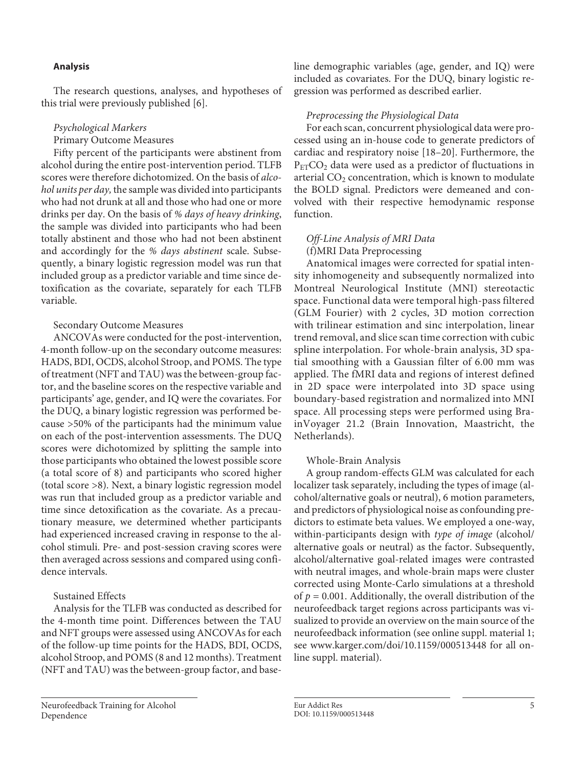### Analysis

The research questions, analyses, and hypotheses of this trial were previously published [6].

#### *Psychological Markers*

Primary Outcome Measures

Fifty percent of the participants were abstinent from alcohol during the entire post-intervention period. TLFB scores were therefore dichotomized. On the basis of *alcohol units per day*, the sample was divided into participants who had not drunk at all and those who had one or more drinks per day. On the basis of *% days of heavy drinking*, the sample was divided into participants who had been totally abstinent and those who had not been abstinent and accordingly for the *% days abstinent* scale. Subsequently, a binary logistic regression model was run that included group as a predictor variable and time since detoxification as the covariate, separately for each TLFB variable.

Secondary Outcome Measures

ANCOVAs were conducted for the post-intervention, 4-month follow-up on the secondary outcome measures: HADS, BDI, OCDS, alcohol Stroop, and POMS. The type of treatment (NFT and TAU) was the between-group factor, and the baseline scores on the respective variable and participants' age, gender, and IQ were the covariates. For the DUQ, a binary logistic regression was performed because >50% of the participants had the minimum value on each of the post-intervention assessments. The DUQ scores were dichotomized by splitting the sample into those participants who obtained the lowest possible score (a total score of 8) and participants who scored higher (total score >8). Next, a binary logistic regression model was run that included group as a predictor variable and time since detoxification as the covariate. As a precautionary measure, we determined whether participants had experienced increased craving in response to the alcohol stimuli. Pre- and post-session craving scores were then averaged across sessions and compared using confidence intervals.

Sustained Effects

Analysis for the TLFB was conducted as described for the 4-month time point. Differences between the TAU and NFT groups were assessed using ANCOVAs for each of the follow-up time points for the HADS, BDI, OCDS, alcohol Stroop, and POMS (8 and 12 months). Treatment (NFT and TAU) was the between-group factor, and baseline demographic variables (age, gender, and IQ) were included as covariates. For the DUQ, binary logistic regression was performed as described earlier.

#### *Preprocessing the Physiological Data*

For each scan, concurrent physiological data were processed using an in-house code to generate predictors of cardiac and respiratory noise [18–20]. Furthermore, the $P_{ET}CO_2$ data were used as a predictor of fluctuations in arterial $CO_2$ concentration, which is known to modulate the BOLD signal. Predictors were demeaned and convolved with their respective hemodynamic response function.

#### *Off-Line Analysis of MRI Data*

(f)MRI Data Preprocessing

Anatomical images were corrected for spatial intensity inhomogeneity and subsequently normalized into Montreal Neurological Institute (MNI) stereotactic space. Functional data were temporal high-pass filtered (GLM Fourier) with 2 cycles, 3D motion correction with trilinear estimation and sinc interpolation, linear trend removal, and slice scan time correction with cubic spline interpolation. For whole-brain analysis, 3D spatial smoothing with a Gaussian filter of 6.00 mm was applied. The fMRI data and regions of interest defined in 2D space were interpolated into 3D space using boundary-based registration and normalized into MNI space. All processing steps were performed using BrainVoyager 21.2 (Brain Innovation, Maastricht, the Netherlands).

Whole-Brain Analysis

A group random-effects GLM was calculated for each localizer task separately, including the types of image (alcohol/alternative goals or neutral), 6 motion parameters, and predictors of physiological noise as confounding predictors to estimate beta values. We employed a one-way, within-participants design with *type of image* (alcohol/alternative goals or neutral) as the factor. Subsequently, alcohol/alternative goal-related images were contrasted with neutral images, and whole-brain maps were cluster corrected using Monte-Carlo simulations at a threshold of $p = 0.001$. Additionally, the overall distribution of the neurofeedback target regions across participants was visualized to provide an overview on the main source of the neurofeedback information (see online suppl. material 1; see www.karger.com/doi/10.1159/000513448 for all online suppl. material).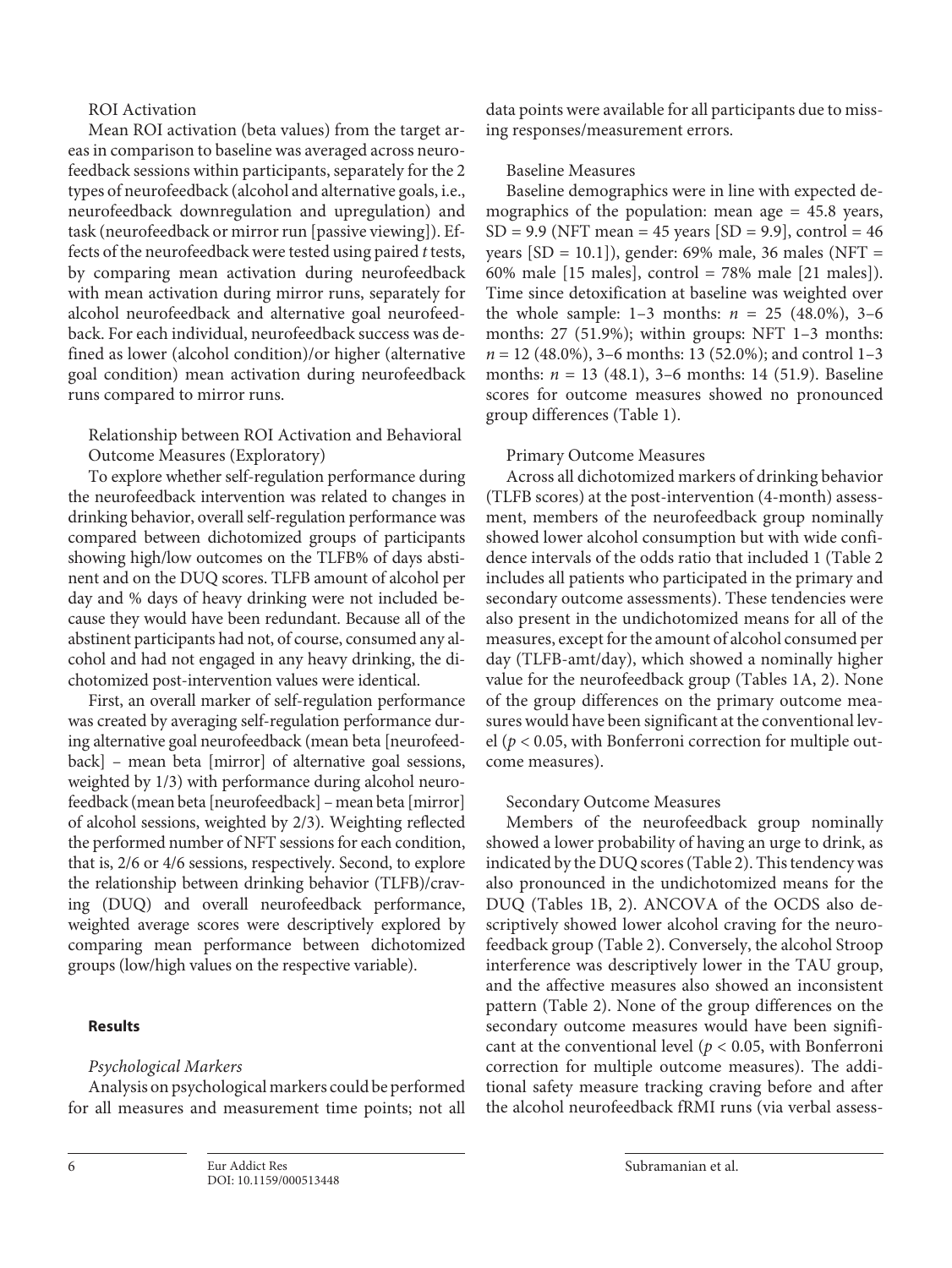ROI Activation

Mean ROI activation (beta values) from the target areas in comparison to baseline was averaged across neurofeedback sessions within participants, separately for the 2 types of neurofeedback (alcohol and alternative goals, i.e., neurofeedback downregulation and upregulation) and task (neurofeedback or mirror run [passive viewing]). Effects of the neurofeedback were tested using paired *t* tests, by comparing mean activation during neurofeedback with mean activation during mirror runs, separately for alcohol neurofeedback and alternative goal neurofeedback. For each individual, neurofeedback success was defined as lower (alcohol condition)/or higher (alternative goal condition) mean activation during neurofeedback runs compared to mirror runs.

Relationship between ROI Activation and Behavioral Outcome Measures (Exploratory)

To explore whether self-regulation performance during the neurofeedback intervention was related to changes in drinking behavior, overall self-regulation performance was compared between dichotomized groups of participants showing high/low outcomes on the TLFB% of days abstinent and on the DUQ scores. TLFB amount of alcohol per day and % days of heavy drinking were not included because they would have been redundant. Because all of the abstinent participants had not, of course, consumed any alcohol and had not engaged in any heavy drinking, the dichotomized post-intervention values were identical.

First, an overall marker of self-regulation performance was created by averaging self-regulation performance during alternative goal neurofeedback (mean beta [neurofeedback] – mean beta [mirror] of alternative goal sessions, weighted by 1/3) with performance during alcohol neurofeedback (mean beta [neurofeedback] – mean beta [mirror] of alcohol sessions, weighted by 2/3). Weighting reflected the performed number of NFT sessions for each condition, that is, 2/6 or 4/6 sessions, respectively. Second, to explore the relationship between drinking behavior (TLFB)/craving (DUQ) and overall neurofeedback performance, weighted average scores were descriptively explored by comparing mean performance between dichotomized groups (low/high values on the respective variable).

## Results

### *Psychological Markers*

Analysis on psychological markers could be performed for all measures and measurement time points; not all data points were available for all participants due to missing responses/measurement errors.

Baseline Measures

Baseline demographics were in line with expected demographics of the population: mean age = 45.8 years, SD = 9.9 (NFT mean = 45 years [SD = 9.9], control = 46 years [SD = 10.1]), gender: 69% male, 36 males (NFT = 60% male [15 males], control = 78% male [21 males]). Time since detoxification at baseline was weighted over the whole sample: 1–3 months: $n$ = 25 (48.0%), 3–6 months: 27 (51.9%); within groups: NFT 1–3 months: $n$ = 12 (48.0%), 3–6 months: 13 (52.0%); and control 1–3 months: $n$ = 13 (48.1), 3–6 months: 14 (51.9). Baseline scores for outcome measures showed no pronounced group differences (Table 1).

Primary Outcome Measures

Across all dichotomized markers of drinking behavior (TLFB scores) at the post-intervention (4-month) assessment, members of the neurofeedback group nominally showed lower alcohol consumption but with wide confidence intervals of the odds ratio that included 1 (Table 2 includes all patients who participated in the primary and secondary outcome assessments). These tendencies were also present in the undichotomized means for all of the measures, except for the amount of alcohol consumed per day (TLFB-amt/day), which showed a nominally higher value for the neurofeedback group (Tables 1A, 2). None of the group differences on the primary outcome measures would have been significant at the conventional level ($p < 0.05$, with Bonferroni correction for multiple outcome measures).

Secondary Outcome Measures

Members of the neurofeedback group nominally showed a lower probability of having an urge to drink, as indicated by the DUQ scores (Table 2). This tendency was also pronounced in the undichotomized means for the DUQ (Tables 1B, 2). ANCOVA of the OCDS also descriptively showed lower alcohol craving for the neurofeedback group (Table 2). Conversely, the alcohol Stroop interference was descriptively lower in the TAU group, and the affective measures also showed an inconsistent pattern (Table 2). None of the group differences on the secondary outcome measures would have been significant at the conventional level ($p < 0.05$, with Bonferroni correction for multiple outcome measures). The additional safety measure tracking craving before and after the alcohol neurofeedback fRMI runs (via verbal assess-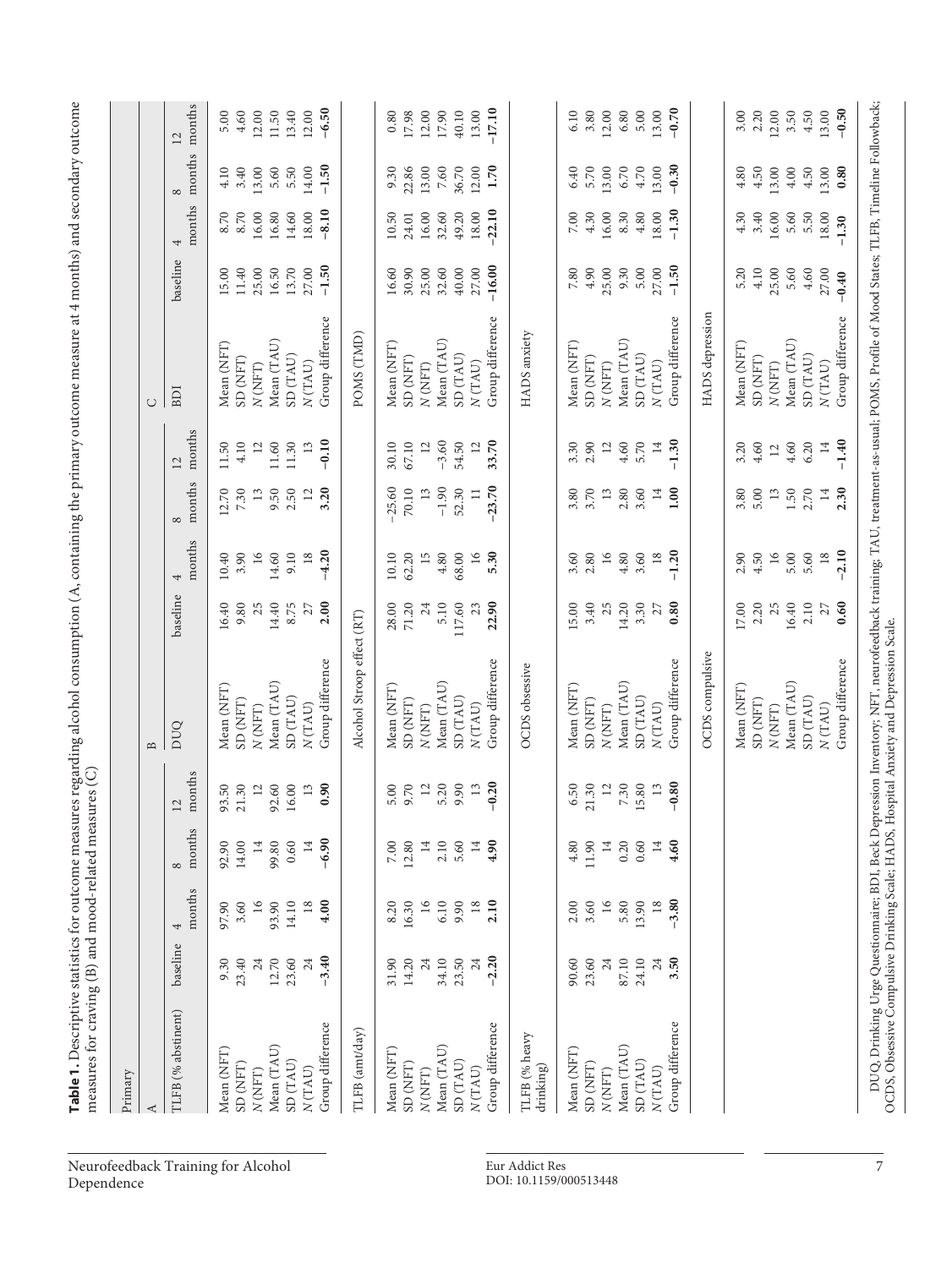**Table 1.** Descriptive statistics for outcome measures regarding alcohol consumption (A, containing the primary outcome measure at 4 months) and secondary outcome measures for craving (B) and mood-related measures (C)

Primary

**A**

| TLFB (% abstinent) | baseline | 4 months | 8 months | 12 months |
|---|---|---|---|---|
| Mean (NFT) | 9.30 | 97.90 | 92.90 | 93.50 |
| SD (NFT) | 23.40 | 3.60 | 14.00 | 21.30 |
| *N* (NFT) | 24 | 16 | 14 | 12 |
| Mean (TAU) | 12.70 | 93.90 | 99.80 | 92.60 |
| SD (TAU) | 23.60 | 14.10 | 0.60 | 16.00 |
| *N* (TAU) | 24 | 18 | 14 | 13 |
| Group difference | **–3.40** | **4.00** | **–6.90** | **0.90** |

| TLFB (amt/day) | baseline | 4 months | 8 months | 12 months |
|---|---|---|---|---|
| Mean (NFT) | 31.90 | 8.20 | 7.00 | 5.00 |
| SD (NFT) | 14.20 | 16.30 | 12.80 | 9.70 |
| *N* (NFT) | 24 | 16 | 14 | 12 |
| Mean (TAU) | 34.10 | 6.10 | 2.10 | 5.20 |
| SD (TAU) | 23.50 | 9.90 | 5.60 | 9.90 |
| *N* (TAU) | 24 | 18 | 14 | 13 |
| Group difference | **–2.20** | **2.10** | **4.90** | **–0.20** |

| TLFB (% heavy drinking) | baseline | 4 months | 8 months | 12 months |
|---|---|---|---|---|
| Mean (NFT) | 90.60 | 2.00 | 4.80 | 6.50 |
| SD (NFT) | 23.60 | 3.60 | 11.90 | 21.30 |
| *N* (NFT) | 24 | 16 | 14 | 12 |
| Mean (TAU) | 87.10 | 5.80 | 0.20 | 7.30 |
| SD (TAU) | 24.10 | 13.90 | 0.60 | 15.80 |
| *N* (TAU) | 24 | 18 | 14 | 13 |
| Group difference | **3.50** | **–3.80** | **4.60** | **–0.80** |

**B**

| DUQ | baseline | 4 months | 8 months | 12 months |
|---|---|---|---|---|
| Mean (NFT) | 16.40 | 10.40 | 12.70 | 11.50 |
| SD (NFT) | 9.80 | 3.90 | 7.30 | 4.10 |
| *N* (NFT) | 25 | 16 | 13 | 12 |
| Mean (TAU) | 14.40 | 14.60 | 9.50 | 11.60 |
| SD (TAU) | 8.75 | 9.10 | 2.50 | 11.30 |
| *N* (TAU) | 27 | 18 | 12 | 13 |
| Group difference | **2.00** | **–4.20** | **3.20** | **–0.10** |

| Alcohol Stroop effect (RT) | baseline | 4 months | 8 months | 12 months |
|---|---|---|---|---|
| Mean (NFT) | 28.00 | 10.10 | –25.60 | 30.10 |
| SD (NFT) | 71.20 | 62.20 | 70.10 | 67.10 |
| *N* (NFT) | 24 | 15 | 13 | 12 |
| Mean (TAU) | 5.10 | 4.80 | –1.90 | –3.60 |
| SD (TAU) | 117.60 | 68.00 | 52.30 | 54.50 |
| *N* (TAU) | 23 | 16 | 11 | 12 |
| Group difference | **22.90** | **5.30** | **–23.70** | **33.70** |

| OCDS obsessive | baseline | 4 months | 8 months | 12 months |
|---|---|---|---|---|
| Mean (NFT) | 15.00 | 3.60 | 3.80 | 3.30 |
| SD (NFT) | 3.40 | 2.80 | 3.70 | 2.90 |
| *N* (NFT) | 25 | 16 | 13 | 12 |
| Mean (TAU) | 14.20 | 4.80 | 2.80 | 4.60 |
| SD (TAU) | 3.30 | 3.60 | 3.60 | 5.70 |
| *N* (TAU) | 27 | 18 | 14 | 14 |
| Group difference | **0.80** | **–1.20** | **1.00** | **–1.30** |

| OCDS compulsive | baseline | 4 months | 8 months | 12 months |
|---|---|---|---|---|
| Mean (NFT) | 17.00 | 2.90 | 3.80 | 3.20 |
| SD (NFT) | 2.20 | 4.50 | 5.00 | 4.60 |
| *N* (NFT) | 25 | 16 | 13 | 12 |
| Mean (TAU) | 16.40 | 5.00 | 1.50 | 4.60 |
| SD (TAU) | 2.10 | 5.60 | 2.70 | 6.20 |
| *N* (TAU) | 27 | 18 | 14 | 14 |
| Group difference | **0.60** | **–2.10** | **2.30** | **–1.40** |

**C**

| BDI | baseline | 4 months | 8 months | 12 months |
|---|---|---|---|---|
| Mean (NFT) | 15.00 | 8.70 | 4.10 | 5.00 |
| SD (NFT) | 11.40 | 8.70 | 3.40 | 4.60 |
| *N* (NFT) | 25.00 | 16.00 | 13.00 | 12.00 |
| Mean (TAU) | 16.50 | 16.80 | 5.60 | 11.50 |
| SD (TAU) | 13.70 | 14.60 | 5.50 | 13.40 |
| *N* (TAU) | 27.00 | 18.00 | 14.00 | 12.00 |
| Group difference | **–1.50** | **–8.10** | **–1.50** | **–6.50** |

| POMS (TMD) | baseline | 4 months | 8 months | 12 months |
|---|---|---|---|---|
| Mean (NFT) | 16.60 | 10.50 | 9.30 | 0.80 |
| SD (NFT) | 30.90 | 24.01 | 22.86 | 17.98 |
| *N* (NFT) | 25.00 | 16.00 | 13.00 | 12.00 |
| Mean (TAU) | 32.60 | 32.60 | 7.60 | 17.90 |
| SD (TAU) | 40.00 | 49.20 | 36.70 | 40.10 |
| *N* (TAU) | 27.00 | 18.00 | 12.00 | 13.00 |
| Group difference | **–16.00** | **–22.10** | **1.70** | **–17.10** |

| HADS anxiety | baseline | 4 months | 8 months | 12 months |
|---|---|---|---|---|
| Mean (NFT) | 7.80 | 7.00 | 6.40 | 6.10 |
| SD (NFT) | 4.90 | 4.30 | 5.70 | 3.80 |
| *N* (NFT) | 25.00 | 16.00 | 13.00 | 12.00 |
| Mean (TAU) | 9.30 | 8.30 | 6.70 | 6.80 |
| SD (TAU) | 5.00 | 4.80 | 4.70 | 5.00 |
| *N* (TAU) | 27.00 | 18.00 | 13.00 | 13.00 |
| Group difference | **–1.50** | **–1.30** | **–0.30** | **–0.70** |

| HADS depression | baseline | 4 months | 8 months | 12 months |
|---|---|---|---|---|
| Mean (NFT) | 5.20 | 4.30 | 4.80 | 3.00 |
| SD (NFT) | 4.10 | 3.40 | 4.50 | 2.20 |
| *N* (NFT) | 25.00 | 16.00 | 13.00 | 12.00 |
| Mean (TAU) | 5.60 | 5.60 | 4.00 | 3.50 |
| SD (TAU) | 4.60 | 5.50 | 4.50 | 4.50 |
| *N* (TAU) | 27.00 | 18.00 | 13.00 | 13.00 |
| Group difference | **–0.40** | **–1.30** | **0.80** | **–0.50** |

DUQ, Drinking Urge Questionnaire; BDI, Beck Depression Inventory; NFT, neurofeedback training; TAU, treatment-as-usual; POMS, Profile of Mood States; TLFB, Timeline Followback; OCDS, Obsessive Compulsive Drinking Scale; HADS, Hospital Anxiety and Depression Scale.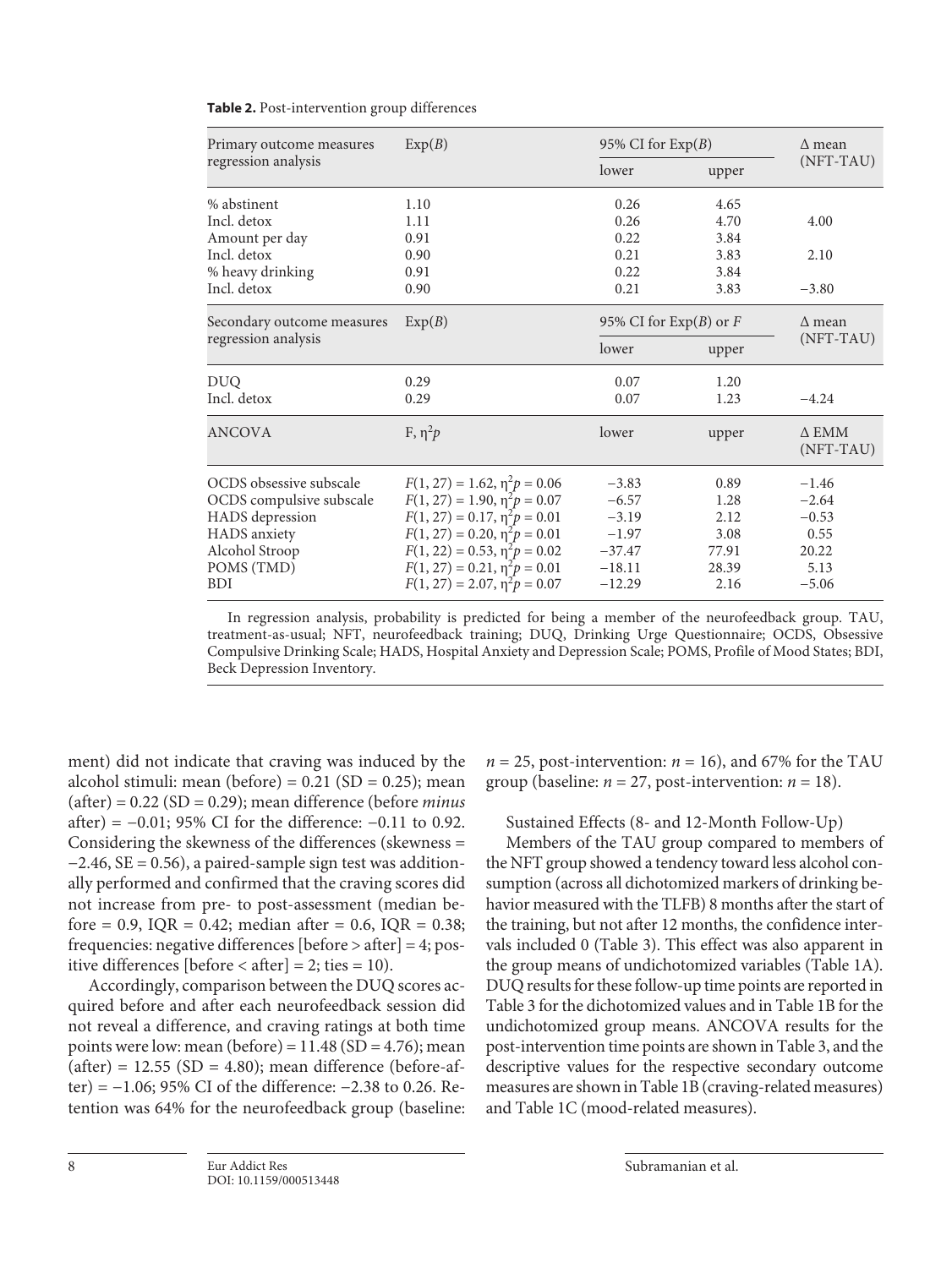**Table 2.** Post-intervention group differences

| Primary outcome measures regression analysis | Exp(*B*) | 95% CI for Exp(*B*) | | Δ mean (NFT-TAU) |
|---|---|---|---|---|
| | | lower | upper | |
| % abstinent | 1.10 | 0.26 | 4.65 | |
| Incl. detox | 1.11 | 0.26 | 4.70 | 4.00 |
| Amount per day | 0.91 | 0.22 | 3.84 | |
| Incl. detox | 0.90 | 0.21 | 3.83 | 2.10 |
| % heavy drinking | 0.91 | 0.22 | 3.84 | |
| Incl. detox | 0.90 | 0.21 | 3.83 | −3.80 |
| **Secondary outcome measures regression analysis** | **Exp(*B*)** | **95% CI for Exp(*B*) or *F*** | | **Δ mean (NFT-TAU)** |
| | | lower | upper | |
| DUQ | 0.29 | 0.07 | 1.20 | |
| Incl. detox | 0.29 | 0.07 | 1.23 | −4.24 |
| **ANCOVA** | **F, $\eta^2p$** | **lower** | **upper** | **Δ EMM (NFT-TAU)** |
| OCDS obsessive subscale | $F(1, 27) = 1.62$, $\eta^2p = 0.06$ | −3.83 | 0.89 | −1.46 |
| OCDS compulsive subscale | $F(1, 27) = 1.90$, $\eta^2p = 0.07$ | −6.57 | 1.28 | −2.64 |
| HADS depression | $F(1, 27) = 0.17$, $\eta^2p = 0.01$ | −3.19 | 2.12 | −0.53 |
| HADS anxiety | $F(1, 27) = 0.20$, $\eta^2p = 0.01$ | −1.97 | 3.08 | 0.55 |
| Alcohol Stroop | $F(1, 22) = 0.53$, $\eta^2p = 0.02$ | −37.47 | 77.91 | 20.22 |
| POMS (TMD) | $F(1, 27) = 0.21$, $\eta^2p = 0.01$ | −18.11 | 28.39 | 5.13 |
| BDI | $F(1, 27) = 2.07$, $\eta^2p = 0.07$ | −12.29 | 2.16 | −5.06 |

In regression analysis, probability is predicted for being a member of the neurofeedback group. TAU, treatment-as-usual; NFT, neurofeedback training; DUQ, Drinking Urge Questionnaire; OCDS, Obsessive Compulsive Drinking Scale; HADS, Hospital Anxiety and Depression Scale; POMS, Profile of Mood States; BDI, Beck Depression Inventory.

ment) did not indicate that craving was induced by the alcohol stimuli: mean (before) = 0.21 (SD = 0.25); mean (after) = 0.22 (SD = 0.29); mean difference (before *minus* after) = −0.01; 95% CI for the difference: −0.11 to 0.92. Considering the skewness of the differences (skewness = −2.46, SE = 0.56), a paired-sample sign test was additionally performed and confirmed that the craving scores did not increase from pre- to post-assessment (median before = 0.9, IQR = 0.42; median after = 0.6, IQR = 0.38; frequencies: negative differences [before > after] = 4; positive differences [before < after] = 2; ties = 10).

Accordingly, comparison between the DUQ scores acquired before and after each neurofeedback session did not reveal a difference, and craving ratings at both time points were low: mean (before) = 11.48 (SD = 4.76); mean (after) = 12.55 (SD = 4.80); mean difference (before-after) = −1.06; 95% CI of the difference: −2.38 to 0.26. Retention was 64% for the neurofeedback group (baseline: $n = 25$, post-intervention: $n = 16$), and 67% for the TAU group (baseline: $n = 27$, post-intervention: $n = 18$).

Sustained Effects (8- and 12-Month Follow-Up)

Members of the TAU group compared to members of the NFT group showed a tendency toward less alcohol consumption (across all dichotomized markers of drinking behavior measured with the TLFB) 8 months after the start of the training, but not after 12 months, the confidence intervals included 0 (Table 3). This effect was also apparent in the group means of undichotomized variables (Table 1A). DUQ results for these follow-up time points are reported in Table 3 for the dichotomized values and in Table 1B for the undichotomized group means. ANCOVA results for the post-intervention time points are shown in Table 3, and the descriptive values for the respective secondary outcome measures are shown in Table 1B (craving-related measures) and Table 1C (mood-related measures).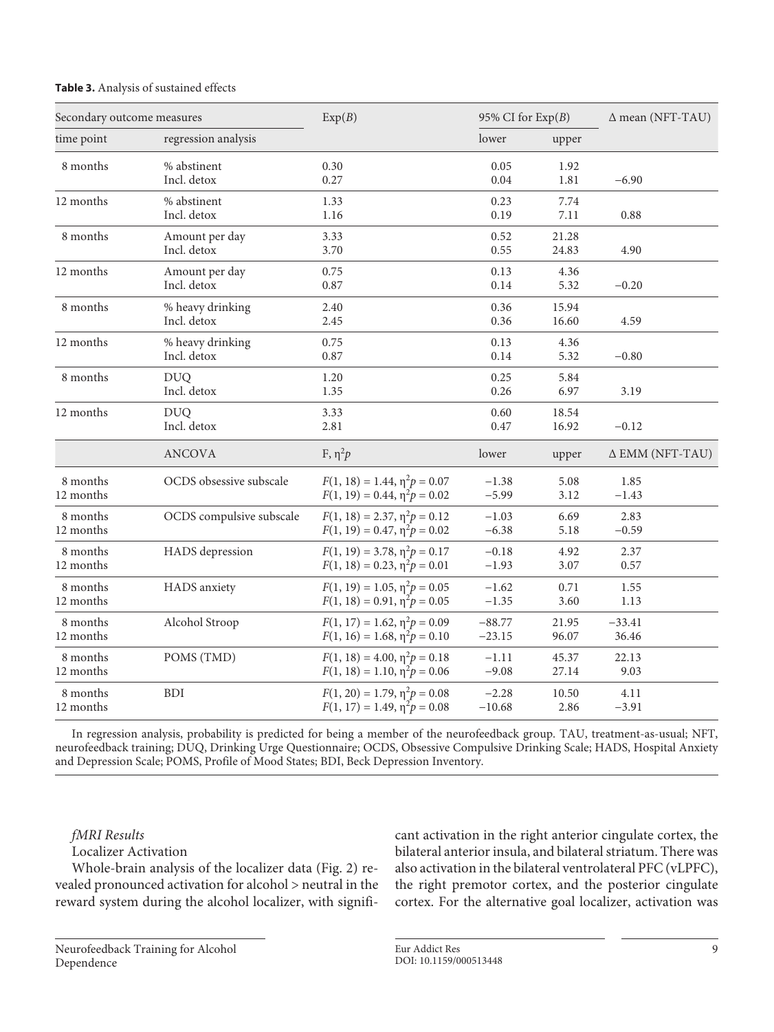**Table 3.** Analysis of sustained effects

| Secondary outcome measures | | Exp(*B*) | 95% CI for Exp(*B*) | | Δ mean (NFT-TAU) |
|---|---|---|---|---|---|
| time point | regression analysis | | lower | upper | |
| 8 months | % abstinent | 0.30 | 0.05 | 1.92 | |
| | Incl. detox | 0.27 | 0.04 | 1.81 | −6.90 |
| 12 months | % abstinent | 1.33 | 0.23 | 7.74 | |
| | Incl. detox | 1.16 | 0.19 | 7.11 | 0.88 |
| 8 months | Amount per day | 3.33 | 0.52 | 21.28 | |
| | Incl. detox | 3.70 | 0.55 | 24.83 | 4.90 |
| 12 months | Amount per day | 0.75 | 0.13 | 4.36 | |
| | Incl. detox | 0.87 | 0.14 | 5.32 | −0.20 |
| 8 months | % heavy drinking | 2.40 | 0.36 | 15.94 | |
| | Incl. detox | 2.45 | 0.36 | 16.60 | 4.59 |
| 12 months | % heavy drinking | 0.75 | 0.13 | 4.36 | |
| | Incl. detox | 0.87 | 0.14 | 5.32 | −0.80 |
| 8 months | DUQ | 1.20 | 0.25 | 5.84 | |
| | Incl. detox | 1.35 | 0.26 | 6.97 | 3.19 |
| 12 months | DUQ | 3.33 | 0.60 | 18.54 | |
| | Incl. detox | 2.81 | 0.47 | 16.92 | −0.12 |
| | ANCOVA | F, $\eta^2p$ | lower | upper | Δ EMM (NFT-TAU) |
| 8 months | OCDS obsessive subscale | $F(1, 18) = 1.44$, $\eta^2p = 0.07$ | −1.38 | 5.08 | 1.85 |
| 12 months | | $F(1, 19) = 0.44$, $\eta^2p = 0.02$ | −5.99 | 3.12 | −1.43 |
| 8 months | OCDS compulsive subscale | $F(1, 18) = 2.37$, $\eta^2p = 0.12$ | −1.03 | 6.69 | 2.83 |
| 12 months | | $F(1, 19) = 0.47$, $\eta^2p = 0.02$ | −6.38 | 5.18 | −0.59 |
| 8 months | HADS depression | $F(1, 19) = 3.78$, $\eta^2p = 0.17$ | −0.18 | 4.92 | 2.37 |
| 12 months | | $F(1, 18) = 0.23$, $\eta^2p = 0.01$ | −1.93 | 3.07 | 0.57 |
| 8 months | HADS anxiety | $F(1, 19) = 1.05$, $\eta^2p = 0.05$ | −1.62 | 0.71 | 1.55 |
| 12 months | | $F(1, 18) = 0.91$, $\eta^2p = 0.05$ | −1.35 | 3.60 | 1.13 |
| 8 months | Alcohol Stroop | $F(1, 17) = 1.62$, $\eta^2p = 0.09$ | −88.77 | 21.95 | −33.41 |
| 12 months | | $F(1, 16) = 1.68$, $\eta^2p = 0.10$ | −23.15 | 96.07 | 36.46 |
| 8 months | POMS (TMD) | $F(1, 18) = 4.00$, $\eta^2p = 0.18$ | −1.11 | 45.37 | 22.13 |
| 12 months | | $F(1, 18) = 1.10$, $\eta^2p = 0.06$ | −9.08 | 27.14 | 9.03 |
| 8 months | BDI | $F(1, 20) = 1.79$, $\eta^2p = 0.08$ | −2.28 | 10.50 | 4.11 |
| 12 months | | $F(1, 17) = 1.49$, $\eta^2p = 0.08$ | −10.68 | 2.86 | −3.91 |

In regression analysis, probability is predicted for being a member of the neurofeedback group. TAU, treatment-as-usual; NFT, neurofeedback training; DUQ, Drinking Urge Questionnaire; OCDS, Obsessive Compulsive Drinking Scale; HADS, Hospital Anxiety and Depression Scale; POMS, Profile of Mood States; BDI, Beck Depression Inventory.

*fMRI Results*

Localizer Activation

Whole-brain analysis of the localizer data (Fig. 2) revealed pronounced activation for alcohol > neutral in the reward system during the alcohol localizer, with significant activation in the right anterior cingulate cortex, the bilateral anterior insula, and bilateral striatum. There was also activation in the bilateral ventrolateral PFC (vLPFC), the right premotor cortex, and the posterior cingulate cortex. For the alternative goal localizer, activation was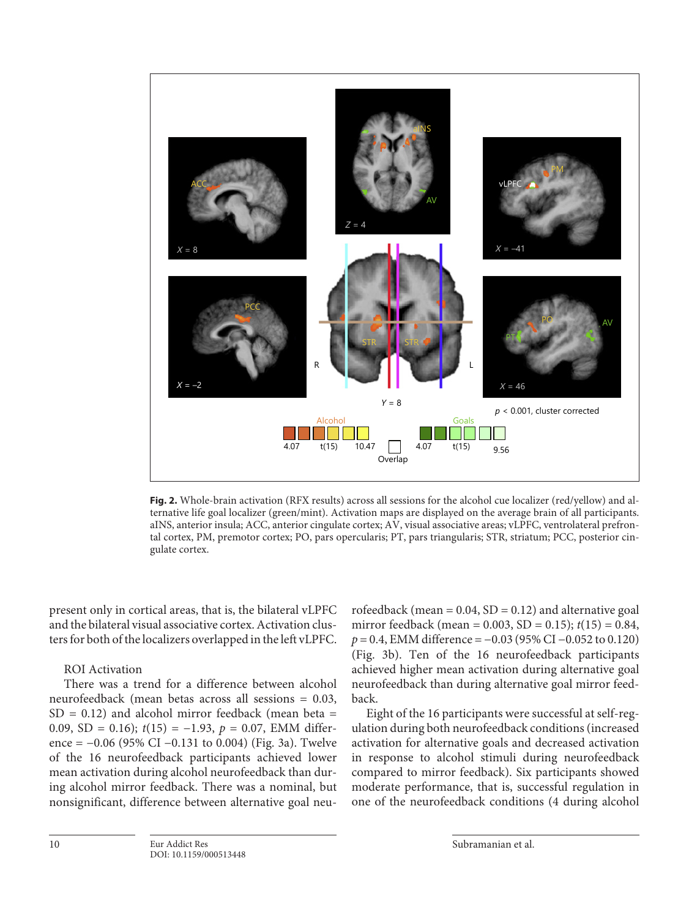Fig. 2. Whole-brain activation (RFX results) across all sessions for the alcohol cue localizer (red/yellow) and alternative life goal localizer (green/mint). Activation maps are displayed on the average brain of all participants. aINS, anterior insula; ACC, anterior cingulate cortex; AV, visual associative areas; vLPFC, ventrolateral prefrontal cortex, PM, premotor cortex; PO, pars opercularis; PT, pars triangularis; STR, striatum; PCC, posterior cingulate cortex.

present only in cortical areas, that is, the bilateral vLPFC and the bilateral visual associative cortex. Activation clusters for both of the localizers overlapped in the left vLPFC.

### ROI Activation

There was a trend for a difference between alcohol neurofeedback (mean betas across all sessions = 0.03, SD = 0.12) and alcohol mirror feedback (mean beta = 0.09, SD = 0.16); $t(15) = -1.93$, $p = 0.07$, EMM difference = −0.06 (95% CI −0.131 to 0.004) (Fig. 3a). Twelve of the 16 neurofeedback participants achieved lower mean activation during alcohol neurofeedback than during alcohol mirror feedback. There was a nominal, but nonsignificant, difference between alternative goal neurofeedback (mean = 0.04, SD = 0.12) and alternative goal mirror feedback (mean = 0.003, SD = 0.15); $t(15) = 0.84$, $p = 0.4$, EMM difference = −0.03 (95% CI −0.052 to 0.120) (Fig. 3b). Ten of the 16 neurofeedback participants achieved higher mean activation during alternative goal neurofeedback than during alternative goal mirror feedback.

Eight of the 16 participants were successful at self-regulation during both neurofeedback conditions (increased activation for alternative goals and decreased activation in response to alcohol stimuli during neurofeedback compared to mirror feedback). Six participants showed moderate performance, that is, successful regulation in one of the neurofeedback conditions (4 during alcohol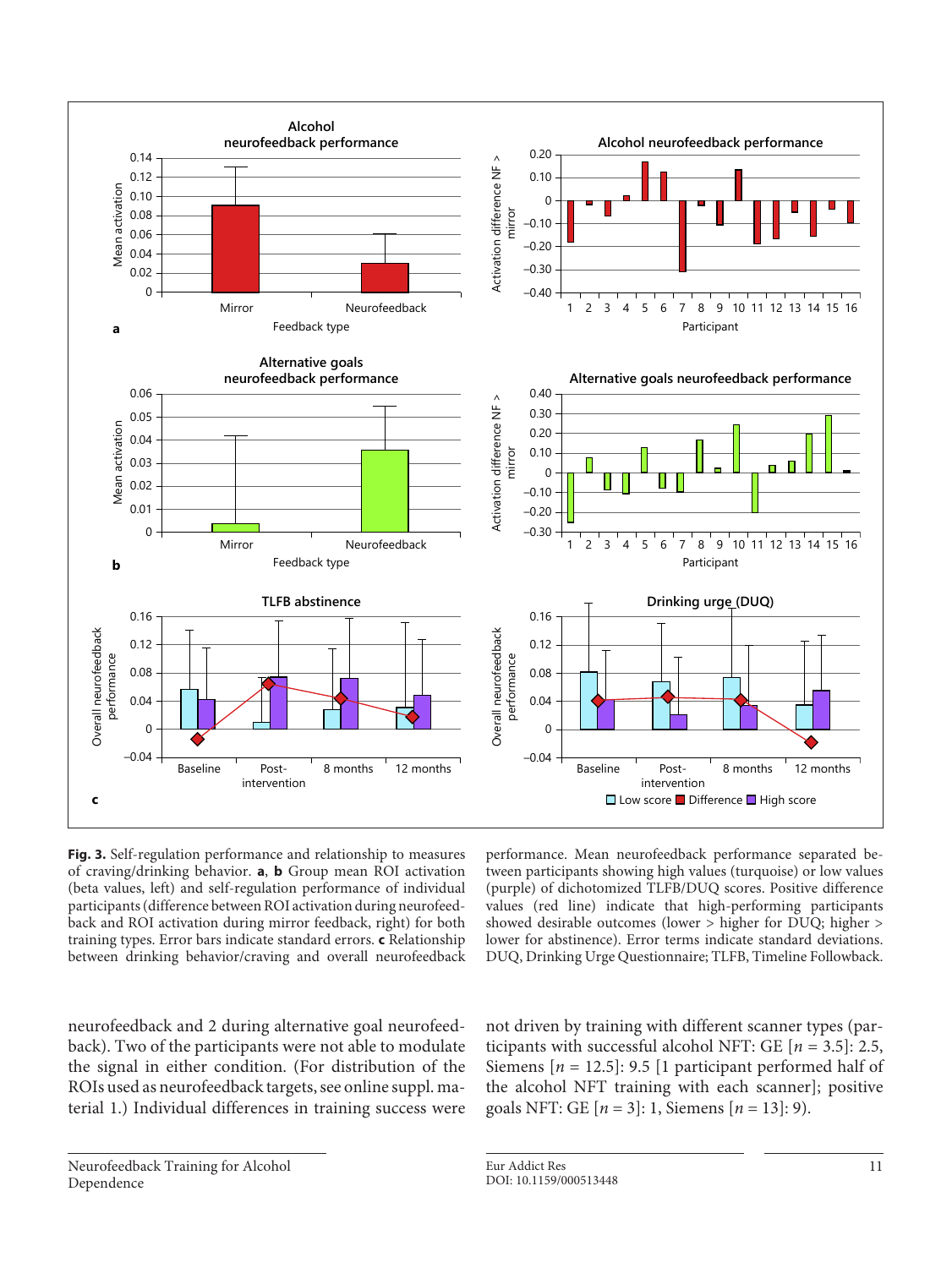**Fig. 3.** Self-regulation performance and relationship to measures of craving/drinking behavior. **a**, **b** Group mean ROI activation (beta values, left) and self-regulation performance of individual participants (difference between ROI activation during neurofeedback and ROI activation during mirror feedback, right) for both training types. Error bars indicate standard errors. **c** Relationship between drinking behavior/craving and overall neurofeedback performance. Mean neurofeedback performance separated between participants showing high values (turquoise) or low values (purple) of dichotomized TLFB/DUQ scores. Positive difference values (red line) indicate that high-performing participants showed desirable outcomes (lower > higher for DUQ; higher > lower for abstinence). Error terms indicate standard deviations. DUQ, Drinking Urge Questionnaire; TLFB, Timeline Followback.

neurofeedback and 2 during alternative goal neurofeedback). Two of the participants were not able to modulate the signal in either condition. (For distribution of the ROIs used as neurofeedback targets, see online suppl. material 1.) Individual differences in training success were not driven by training with different scanner types (participants with successful alcohol NFT: GE [$n$ = 3.5]: 2.5, Siemens [$n$ = 12.5]: 9.5 [1 participant performed half of the alcohol NFT training with each scanner]; positive goals NFT: GE [$n$ = 3]: 1, Siemens [$n$ = 13]: 9).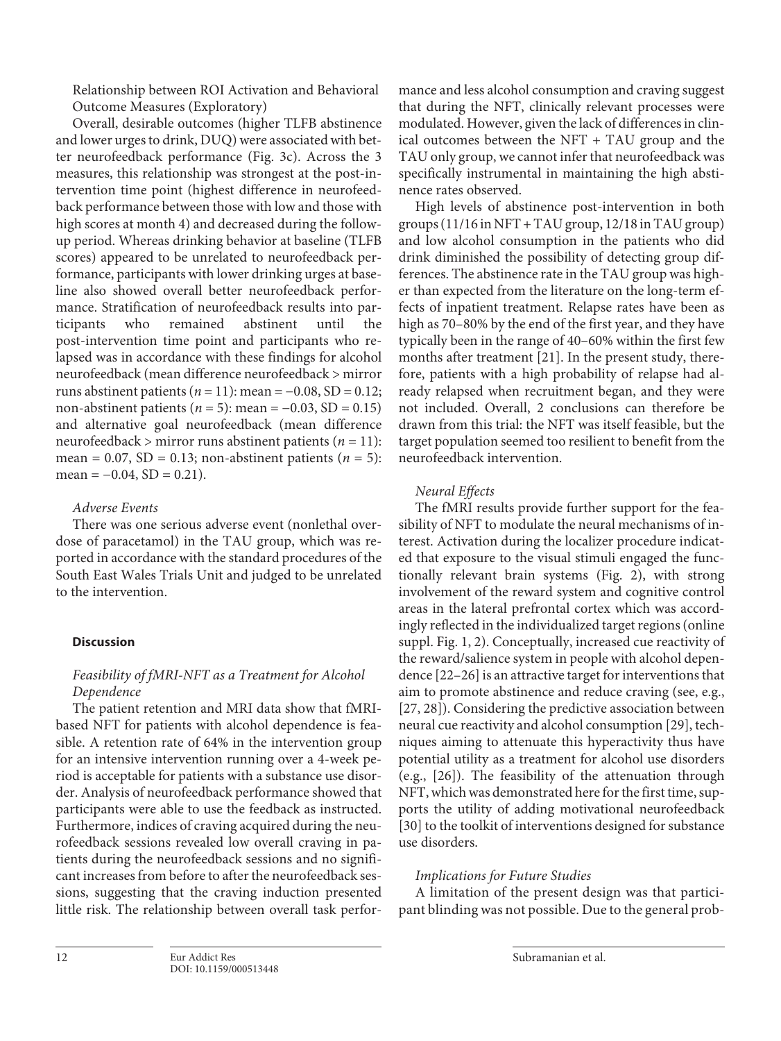Relationship between ROI Activation and Behavioral Outcome Measures (Exploratory)

Overall, desirable outcomes (higher TLFB abstinence and lower urges to drink, DUQ) were associated with better neurofeedback performance (Fig. 3c). Across the 3 measures, this relationship was strongest at the post-intervention time point (highest difference in neurofeedback performance between those with low and those with high scores at month 4) and decreased during the follow-up period. Whereas drinking behavior at baseline (TLFB scores) appeared to be unrelated to neurofeedback performance, participants with lower drinking urges at baseline also showed overall better neurofeedback performance. Stratification of neurofeedback results into participants who remained abstinent until the post-intervention time point and participants who relapsed was in accordance with these findings for alcohol neurofeedback (mean difference neurofeedback > mirror runs abstinent patients ($n = 11$): mean = −0.08, SD = 0.12; non-abstinent patients ($n = 5$): mean = −0.03, SD = 0.15) and alternative goal neurofeedback (mean difference neurofeedback > mirror runs abstinent patients ($n = 11$): mean = 0.07, SD = 0.13; non-abstinent patients ($n = 5$): mean = −0.04, SD = 0.21).

*Adverse Events*

There was one serious adverse event (nonlethal overdose of paracetamol) in the TAU group, which was reported in accordance with the standard procedures of the South East Wales Trials Unit and judged to be unrelated to the intervention.

## Discussion

*Feasibility of fMRI-NFT as a Treatment for Alcohol Dependence*

The patient retention and MRI data show that fMRI-based NFT for patients with alcohol dependence is feasible. A retention rate of 64% in the intervention group for an intensive intervention running over a 4-week period is acceptable for patients with a substance use disorder. Analysis of neurofeedback performance showed that participants were able to use the feedback as instructed. Furthermore, indices of craving acquired during the neurofeedback sessions revealed low overall craving in patients during the neurofeedback sessions and no significant increases from before to after the neurofeedback sessions, suggesting that the craving induction presented little risk. The relationship between overall task performance and less alcohol consumption and craving suggest that during the NFT, clinically relevant processes were modulated. However, given the lack of differences in clinical outcomes between the NFT + TAU group and the TAU only group, we cannot infer that neurofeedback was specifically instrumental in maintaining the high abstinence rates observed.

High levels of abstinence post-intervention in both groups (11/16 in NFT + TAU group, 12/18 in TAU group) and low alcohol consumption in the patients who did drink diminished the possibility of detecting group differences. The abstinence rate in the TAU group was higher than expected from the literature on the long-term effects of inpatient treatment. Relapse rates have been as high as 70–80% by the end of the first year, and they have typically been in the range of 40–60% within the first few months after treatment [21]. In the present study, therefore, patients with a high probability of relapse had already relapsed when recruitment began, and they were not included. Overall, 2 conclusions can therefore be drawn from this trial: the NFT was itself feasible, but the target population seemed too resilient to benefit from the neurofeedback intervention.

*Neural Effects*

The fMRI results provide further support for the feasibility of NFT to modulate the neural mechanisms of interest. Activation during the localizer procedure indicated that exposure to the visual stimuli engaged the functionally relevant brain systems (Fig. 2), with strong involvement of the reward system and cognitive control areas in the lateral prefrontal cortex which was accordingly reflected in the individualized target regions (online suppl. Fig. 1, 2). Conceptually, increased cue reactivity of the reward/salience system in people with alcohol dependence [22–26] is an attractive target for interventions that aim to promote abstinence and reduce craving (see, e.g., [27, 28]). Considering the predictive association between neural cue reactivity and alcohol consumption [29], techniques aiming to attenuate this hyperactivity thus have potential utility as a treatment for alcohol use disorders (e.g., [26]). The feasibility of the attenuation through NFT, which was demonstrated here for the first time, supports the utility of adding motivational neurofeedback [30] to the toolkit of interventions designed for substance use disorders.

*Implications for Future Studies*

A limitation of the present design was that participant blinding was not possible. Due to the general prob-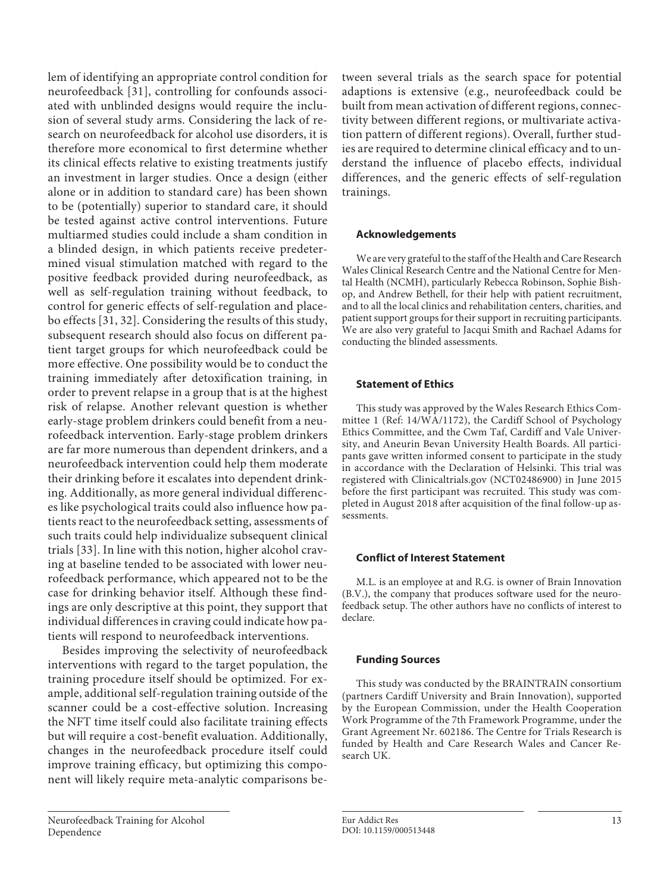lem of identifying an appropriate control condition for neurofeedback [31], controlling for confounds associated with unblinded designs would require the inclusion of several study arms. Considering the lack of research on neurofeedback for alcohol use disorders, it is therefore more economical to first determine whether its clinical effects relative to existing treatments justify an investment in larger studies. Once a design (either alone or in addition to standard care) has been shown to be (potentially) superior to standard care, it should be tested against active control interventions. Future multiarmed studies could include a sham condition in a blinded design, in which patients receive predetermined visual stimulation matched with regard to the positive feedback provided during neurofeedback, as well as self-regulation training without feedback, to control for generic effects of self-regulation and placebo effects [31, 32]. Considering the results of this study, subsequent research should also focus on different patient target groups for which neurofeedback could be more effective. One possibility would be to conduct the training immediately after detoxification training, in order to prevent relapse in a group that is at the highest risk of relapse. Another relevant question is whether early-stage problem drinkers could benefit from a neurofeedback intervention. Early-stage problem drinkers are far more numerous than dependent drinkers, and a neurofeedback intervention could help them moderate their drinking before it escalates into dependent drinking. Additionally, as more general individual differences like psychological traits could also influence how patients react to the neurofeedback setting, assessments of such traits could help individualize subsequent clinical trials [33]. In line with this notion, higher alcohol craving at baseline tended to be associated with lower neurofeedback performance, which appeared not to be the case for drinking behavior itself. Although these findings are only descriptive at this point, they support that individual differences in craving could indicate how patients will respond to neurofeedback interventions.

Besides improving the selectivity of neurofeedback interventions with regard to the target population, the training procedure itself should be optimized. For example, additional self-regulation training outside of the scanner could be a cost-effective solution. Increasing the NFT time itself could also facilitate training effects but will require a cost-benefit evaluation. Additionally, changes in the neurofeedback procedure itself could improve training efficacy, but optimizing this component will likely require meta-analytic comparisons between several trials as the search space for potential adaptions is extensive (e.g., neurofeedback could be built from mean activation of different regions, connectivity between different regions, or multivariate activation pattern of different regions). Overall, further studies are required to determine clinical efficacy and to understand the influence of placebo effects, individual differences, and the generic effects of self-regulation trainings.

#### Acknowledgements

We are very grateful to the staff of the Health and Care Research Wales Clinical Research Centre and the National Centre for Mental Health (NCMH), particularly Rebecca Robinson, Sophie Bishop, and Andrew Bethell, for their help with patient recruitment, and to all the local clinics and rehabilitation centers, charities, and patient support groups for their support in recruiting participants. We are also very grateful to Jacqui Smith and Rachael Adams for conducting the blinded assessments.

#### Statement of Ethics

This study was approved by the Wales Research Ethics Committee 1 (Ref: 14/WA/1172), the Cardiff School of Psychology Ethics Committee, and the Cwm Taf, Cardiff and Vale University, and Aneurin Bevan University Health Boards. All participants gave written informed consent to participate in the study in accordance with the Declaration of Helsinki. This trial was registered with Clinicaltrials.gov (NCT02486900) in June 2015 before the first participant was recruited. This study was completed in August 2018 after acquisition of the final follow-up assessments.

#### Conflict of Interest Statement

M.L. is an employee at and R.G. is owner of Brain Innovation (B.V.), the company that produces software used for the neurofeedback setup. The other authors have no conflicts of interest to declare.

#### Funding Sources

This study was conducted by the BRAINTRAIN consortium (partners Cardiff University and Brain Innovation), supported by the European Commission, under the Health Cooperation Work Programme of the 7th Framework Programme, under the Grant Agreement Nr. 602186. The Centre for Trials Research is funded by Health and Care Research Wales and Cancer Research UK.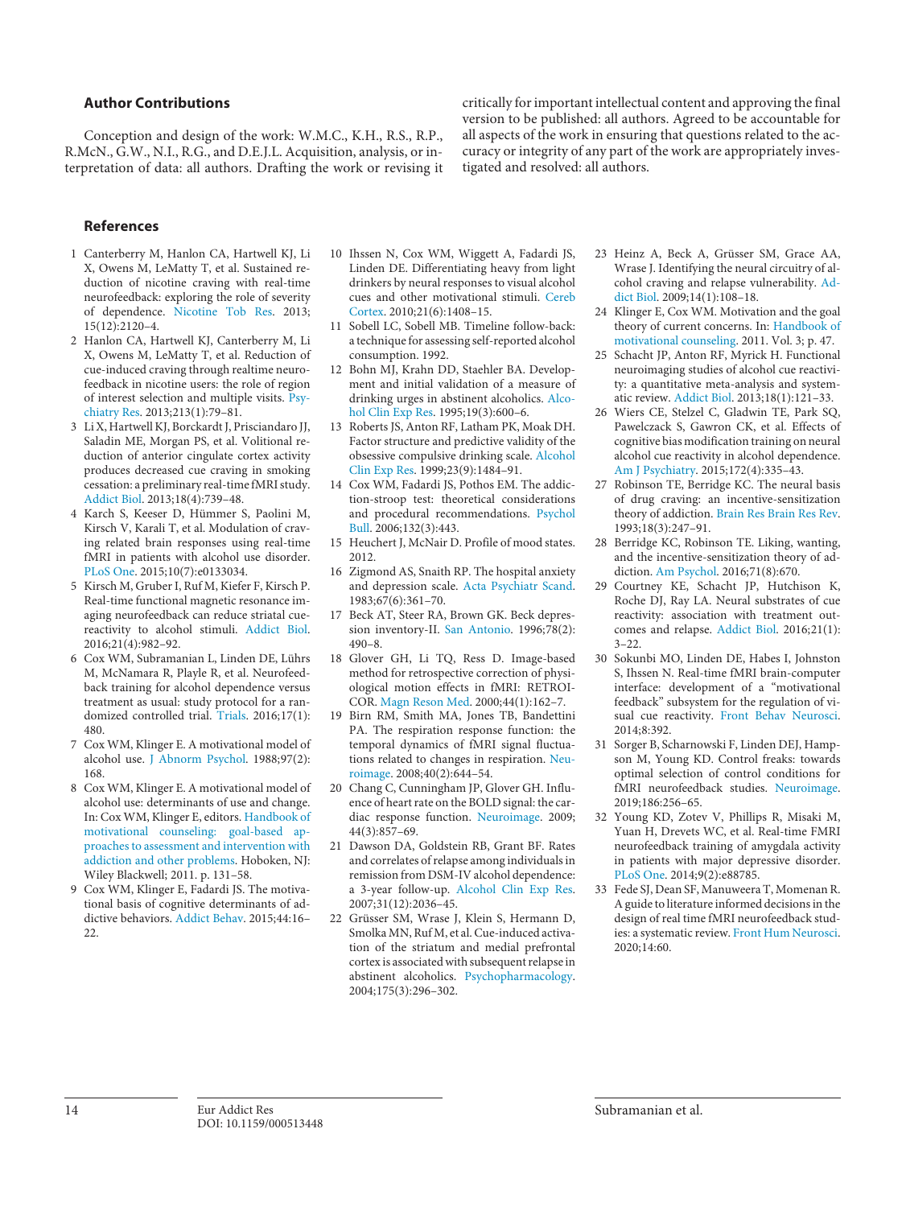## Author Contributions

Conception and design of the work: W.M.C., K.H., R.S., R.P., R.McN., G.W., N.I., R.G., and D.E.J.L. Acquisition, analysis, or interpretation of data: all authors. Drafting the work or revising it critically for important intellectual content and approving the final version to be published: all authors. Agreed to be accountable for all aspects of the work in ensuring that questions related to the accuracy or integrity of any part of the work are appropriately investigated and resolved: all authors.

## References

1. Canterberry M, Hanlon CA, Hartwell KJ, Li X, Owens M, LeMatty T, et al. Sustained reduction of nicotine craving with real-time neurofeedback: exploring the role of severity of dependence. Nicotine Tob Res. 2013;15(12):2120–4.
2. Hanlon CA, Hartwell KJ, Canterberry M, Li X, Owens M, LeMatty T, et al. Reduction of cue-induced craving through realtime neurofeedback in nicotine users: the role of region of interest selection and multiple visits. Psychiatry Res. 2013;213(1):79–81.
3. Li X, Hartwell KJ, Borckardt J, Prisciandaro JJ, Saladin ME, Morgan PS, et al. Volitional reduction of anterior cingulate cortex activity produces decreased cue craving in smoking cessation: a preliminary real-time fMRI study. Addict Biol. 2013;18(4):739–48.
4. Karch S, Keeser D, Hümmer S, Paolini M, Kirsch V, Karali T, et al. Modulation of craving related brain responses using real-time fMRI in patients with alcohol use disorder. PLoS One. 2015;10(7):e0133034.
5. Kirsch M, Gruber I, Ruf M, Kiefer F, Kirsch P. Real-time functional magnetic resonance imaging neurofeedback can reduce striatal cue-reactivity to alcohol stimuli. Addict Biol. 2016;21(4):982–92.
6. Cox WM, Subramanian L, Linden DE, Lührs M, McNamara R, Playle R, et al. Neurofeedback training for alcohol dependence versus treatment as usual: study protocol for a randomized controlled trial. Trials. 2016;17(1):480.
7. Cox WM, Klinger E. A motivational model of alcohol use. J Abnorm Psychol. 1988;97(2):168.
8. Cox WM, Klinger E. A motivational model of alcohol use: determinants of use and change. In: Cox WM, Klinger E, editors. Handbook of motivational counseling: goal-based approaches to assessment and intervention with addiction and other problems. Hoboken, NJ: Wiley Blackwell; 2011. p. 131–58.
9. Cox WM, Klinger E, Fadardi JS. The motivational basis of cognitive determinants of addictive behaviors. Addict Behav. 2015;44:16–22.
10. Ihssen N, Cox WM, Wiggett A, Fadardi JS, Linden DE. Differentiating heavy from light drinkers by neural responses to visual alcohol cues and other motivational stimuli. Cereb Cortex. 2010;21(6):1408–15.
11. Sobell LC, Sobell MB. Timeline follow-back: a technique for assessing self-reported alcohol consumption. 1992.
12. Bohn MJ, Krahn DD, Staehler BA. Development and initial validation of a measure of drinking urges in abstinent alcoholics. Alcohol Clin Exp Res. 1995;19(3):600–6.
13. Roberts JS, Anton RF, Latham PK, Moak DH. Factor structure and predictive validity of the obsessive compulsive drinking scale. Alcohol Clin Exp Res. 1999;23(9):1484–91.
14. Cox WM, Fadardi JS, Pothos EM. The addiction-stroop test: theoretical considerations and procedural recommendations. Psychol Bull. 2006;132(3):443.
15. Heuchert J, McNair D. Profile of mood states. 2012.
16. Zigmond AS, Snaith RP. The hospital anxiety and depression scale. Acta Psychiatr Scand. 1983;67(6):361–70.
17. Beck AT, Steer RA, Brown GK. Beck depression inventory-II. San Antonio. 1996;78(2):490–8.
18. Glover GH, Li TQ, Ress D. Image-based method for retrospective correction of physiological motion effects in fMRI: RETROICOR. Magn Reson Med. 2000;44(1):162–7.
19. Birn RM, Smith MA, Jones TB, Bandettini PA. The respiration response function: the temporal dynamics of fMRI signal fluctuations related to changes in respiration. Neuroimage. 2008;40(2):644–54.
20. Chang C, Cunningham JP, Glover GH. Influence of heart rate on the BOLD signal: the cardiac response function. Neuroimage. 2009;44(3):857–69.
21. Dawson DA, Goldstein RB, Grant BF. Rates and correlates of relapse among individuals in remission from DSM-IV alcohol dependence: a 3-year follow-up. Alcohol Clin Exp Res. 2007;31(12):2036–45.
22. Grüsser SM, Wrase J, Klein S, Hermann D, Smolka MN, Ruf M, et al. Cue-induced activation of the striatum and medial prefrontal cortex is associated with subsequent relapse in abstinent alcoholics. Psychopharmacology. 2004;175(3):296–302.
23. Heinz A, Beck A, Grüsser SM, Grace AA, Wrase J. Identifying the neural circuitry of alcohol craving and relapse vulnerability. Addict Biol. 2009;14(1):108–18.
24. Klinger E, Cox WM. Motivation and the goal theory of current concerns. In: Handbook of motivational counseling. 2011. Vol. 3; p. 47.
25. Schacht JP, Anton RF, Myrick H. Functional neuroimaging studies of alcohol cue reactivity: a quantitative meta-analysis and systematic review. Addict Biol. 2013;18(1):121–33.
26. Wiers CE, Stelzel C, Gladwin TE, Park SQ, Pawelczack S, Gawron CK, et al. Effects of cognitive bias modification training on neural alcohol cue reactivity in alcohol dependence. Am J Psychiatry. 2015;172(4):335–43.
27. Robinson TE, Berridge KC. The neural basis of drug craving: an incentive-sensitization theory of addiction. Brain Res Brain Res Rev. 1993;18(3):247–91.
28. Berridge KC, Robinson TE. Liking, wanting, and the incentive-sensitization theory of addiction. Am Psychol. 2016;71(8):670.
29. Courtney KE, Schacht JP, Hutchison K, Roche DJ, Ray LA. Neural substrates of cue reactivity: association with treatment outcomes and relapse. Addict Biol. 2016;21(1):3–22.
30. Sokunbi MO, Linden DE, Habes I, Johnston S, Ihssen N. Real-time fMRI brain-computer interface: development of a "motivational feedback" subsystem for the regulation of visual cue reactivity. Front Behav Neurosci. 2014;8:392.
31. Sorger B, Scharnowski F, Linden DEJ, Hampson M, Young KD. Control freaks: towards optimal selection of control conditions for fMRI neurofeedback studies. Neuroimage. 2019;186:256–65.
32. Young KD, Zotev V, Phillips R, Misaki M, Yuan H, Drevets WC, et al. Real-time FMRI neurofeedback training of amygdala activity in patients with major depressive disorder. PLoS One. 2014;9(2):e88785.
33. Fede SJ, Dean SF, Manuweera T, Momenan R. A guide to literature informed decisions in the design of real time fMRI neurofeedback studies: a systematic review. Front Hum Neurosci. 2020;14:60.